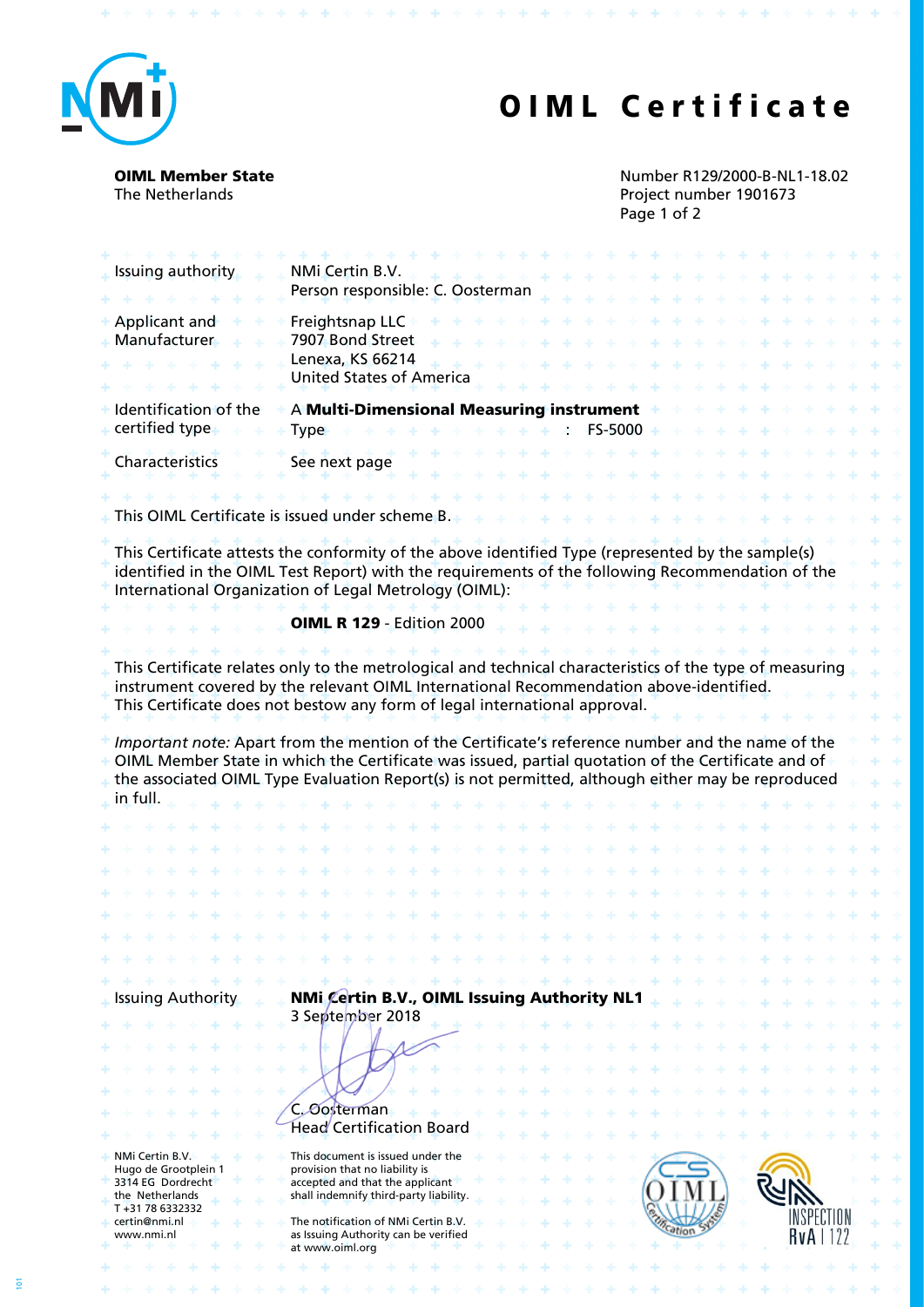# OIML Certificate

**OIML Member State**
The Netherlands

Number R129/2000-B-NL1-18.02
Project number 1901673

| | |
|---|---|
| Issuing authority | NMi Certin B.V.<br>Person responsible: C. Oosterman |
| Applicant and Manufacturer | Freightsnap LLC<br>7907 Bond Street<br>Lenexa, KS 66214<br>United States of America |
| Identification of the certified type | A **Multi-Dimensional Measuring instrument**<br>Type : FS-5000 |
| Characteristics | See next page |

This OIML Certificate is issued under scheme B.

This Certificate attests the conformity of the above identified Type (represented by the sample(s) identified in the OIML Test Report) with the requirements of the following Recommendation of the International Organization of Legal Metrology (OIML):

**OIML R 129** - Edition 2000

This Certificate relates only to the metrological and technical characteristics of the type of measuring instrument covered by the relevant OIML International Recommendation above-identified.
This Certificate does not bestow any form of legal international approval.

*Important note:* Apart from the mention of the Certificate's reference number and the name of the OIML Member State in which the Certificate was issued, partial quotation of the Certificate and of the associated OIML Type Evaluation Report(s) is not permitted, although either may be reproduced in full.

Issuing Authority **NMi Certin B.V., OIML Issuing Authority NL1**
3 September 2018

C. Oosterman
Head Certification Board

NMi Certin B.V.
Hugo de Grootplein 1
3314 EG Dordrecht
the Netherlands
T +31 78 6332332
certin@nmi.nl
www.nmi.nl

This document is issued under the provision that no liability is accepted and that the applicant shall indemnify third-party liability.

The notification of NMi Certin B.V. as Issuing Authority can be verified at www.oiml.org

INSPECTION RvA I 122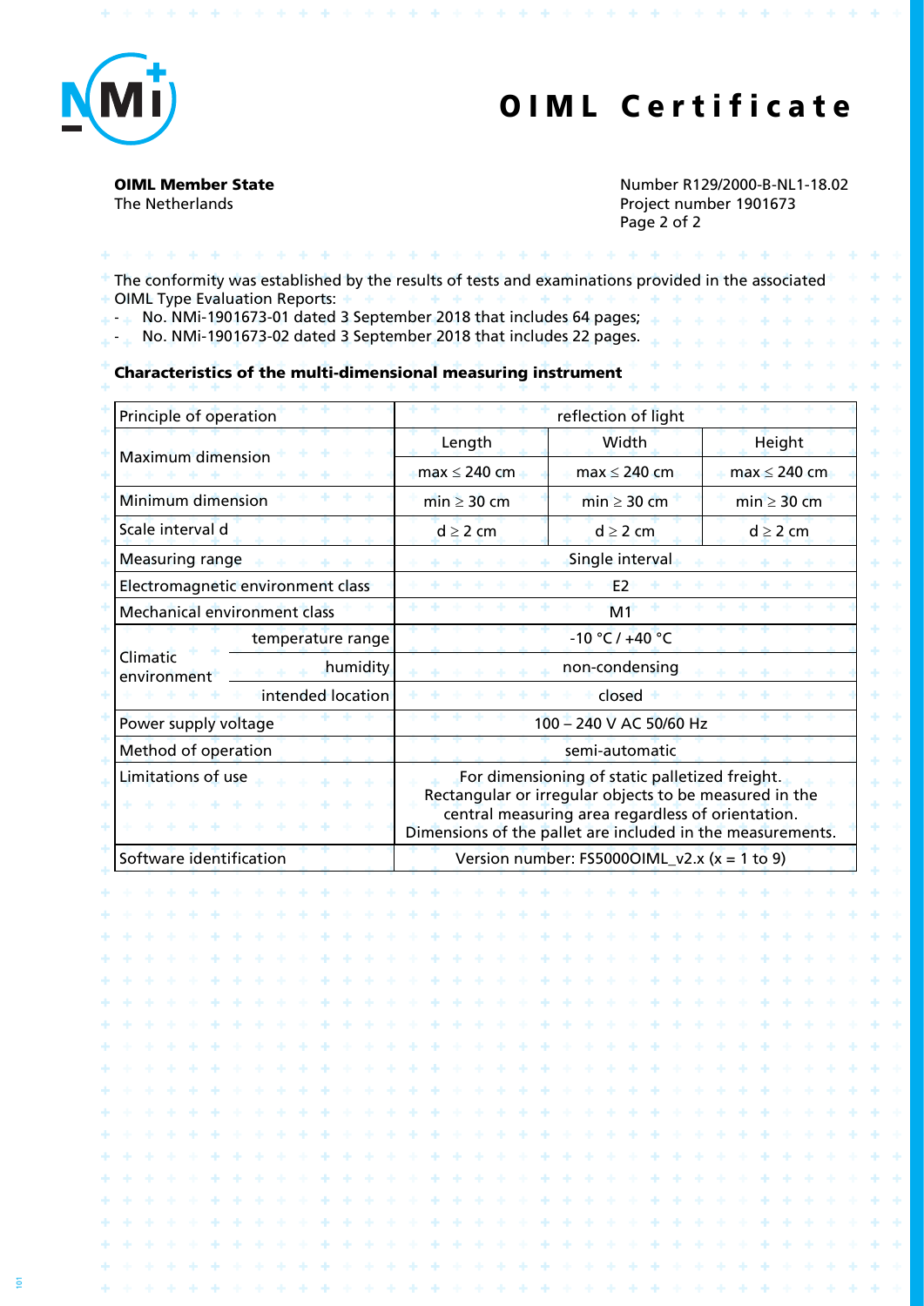# OIML Certificate

**OIML Member State**
The Netherlands

Number R129/2000-B-NL1-18.02
Project number 1901673

The conformity was established by the results of tests and examinations provided in the associated OIML Type Evaluation Reports:

- No. NMi-1901673-01 dated 3 September 2018 that includes 64 pages;
- No. NMi-1901673-02 dated 3 September 2018 that includes 22 pages.

## Characteristics of the multi-dimensional measuring instrument

| | | | | |
|---|---|---|---|---|
| Principle of operation | | reflection of light | | |
| Maximum dimension | | Length | Width | Height |
| | | max ≤ 240 cm | max ≤ 240 cm | max ≤ 240 cm |
| Minimum dimension | | min ≥ 30 cm | min ≥ 30 cm | min ≥ 30 cm |
| Scale interval d | | d ≥ 2 cm | d ≥ 2 cm | d ≥ 2 cm |
| Measuring range | | Single interval | | |
| Electromagnetic environment class | | E2 | | |
| Mechanical environment class | | M1 | | |
| Climatic environment | temperature range | -10 °C / +40 °C | | |
| | humidity | non-condensing | | |
| | intended location | closed | | |
| Power supply voltage | | 100 – 240 V AC 50/60 Hz | | |
| Method of operation | | semi-automatic | | |
| Limitations of use | | For dimensioning of static palletized freight. Rectangular or irregular objects to be measured in the central measuring area regardless of orientation. Dimensions of the pallet are included in the measurements. | | |
| Software identification | | Version number: FS5000OIML_v2.x (x = 1 to 9) | | |